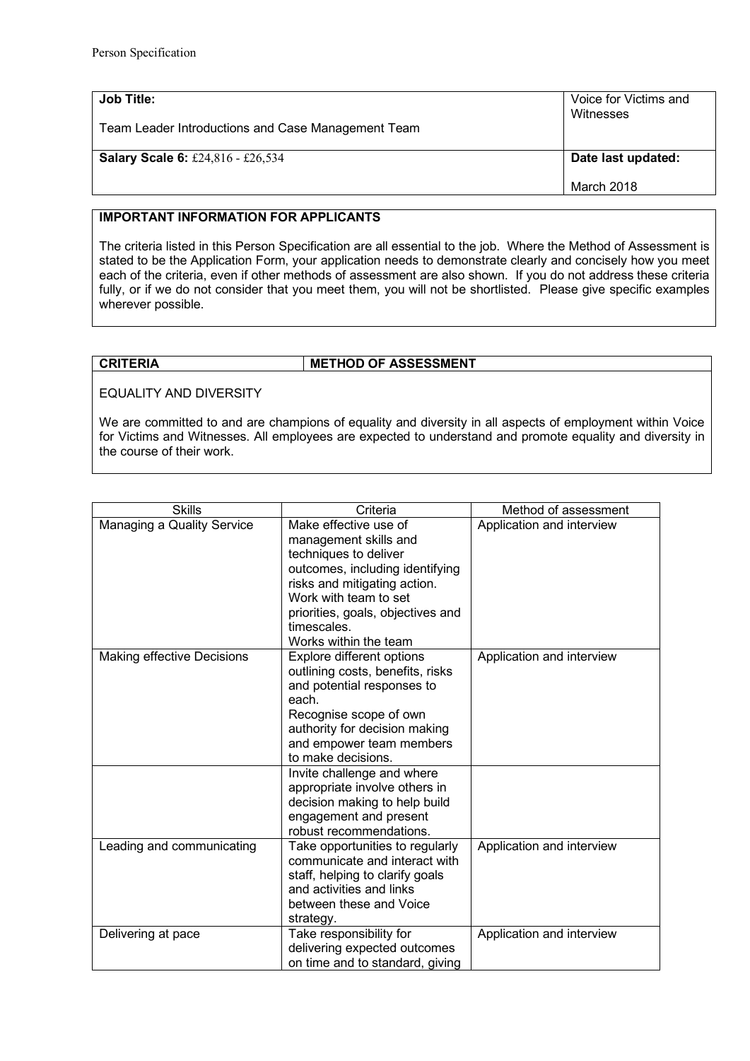Person Specification

| **Job Title:** Team Leader Introductions and Case Management Team | Voice for Victims and Witnesses |
| --- | --- |
| **Salary Scale 6:** £24,816 - £26,534 | **Date last updated:** March 2018 |

**IMPORTANT INFORMATION FOR APPLICANTS**

The criteria listed in this Person Specification are all essential to the job. Where the Method of Assessment is stated to be the Application Form, your application needs to demonstrate clearly and concisely how you meet each of the criteria, even if other methods of assessment are also shown. If you do not address these criteria fully, or if we do not consider that you meet them, you will not be shortlisted. Please give specific examples wherever possible.

| **CRITERIA** | **METHOD OF ASSESSMENT** |
| --- | --- |

EQUALITY AND DIVERSITY

We are committed to and are champions of equality and diversity in all aspects of employment within Voice for Victims and Witnesses. All employees are expected to understand and promote equality and diversity in the course of their work.

| Skills | Criteria | Method of assessment |
| --- | --- | --- |
| Managing a Quality Service | Make effective use of management skills and techniques to deliver outcomes, including identifying risks and mitigating action. Work with team to set priorities, goals, objectives and timescales. Works within the team | Application and interview |
| Making effective Decisions | Explore different options outlining costs, benefits, risks and potential responses to each. Recognise scope of own authority for decision making and empower team members to make decisions. | Application and interview |
| | Invite challenge and where appropriate involve others in decision making to help build engagement and present robust recommendations. | |
| Leading and communicating | Take opportunities to regularly communicate and interact with staff, helping to clarify goals and activities and links between these and Voice strategy. | Application and interview |
| Delivering at pace | Take responsibility for delivering expected outcomes on time and to standard, giving | Application and interview |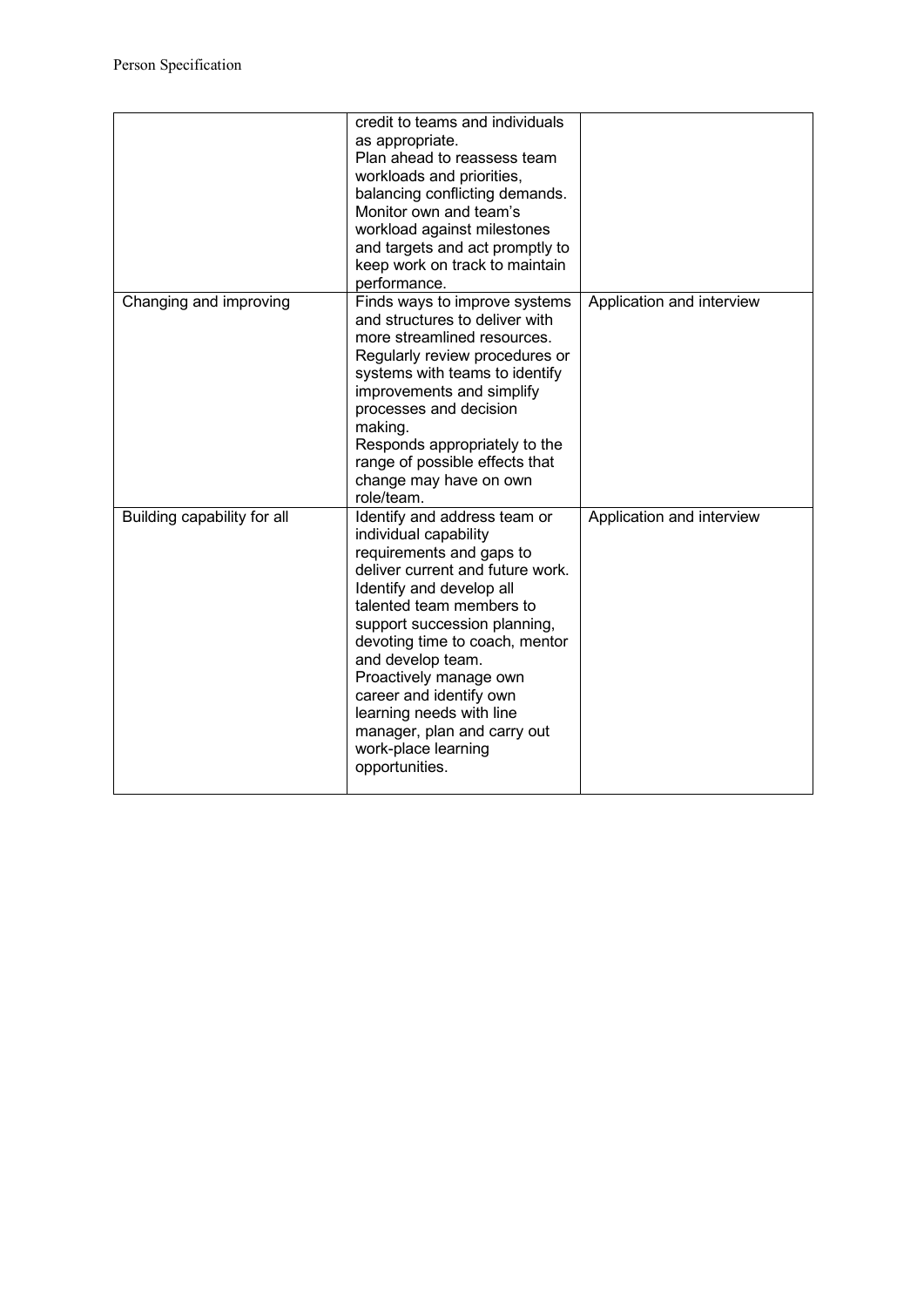| | | |
|---|---|---|
| | credit to teams and individuals as appropriate.<br>Plan ahead to reassess team workloads and priorities, balancing conflicting demands.<br>Monitor own and team's workload against milestones and targets and act promptly to keep work on track to maintain performance. | |
| Changing and improving | Finds ways to improve systems and structures to deliver with more streamlined resources.<br>Regularly review procedures or systems with teams to identify improvements and simplify processes and decision making.<br>Responds appropriately to the range of possible effects that change may have on own role/team. | Application and interview |
| Building capability for all | Identify and address team or individual capability requirements and gaps to deliver current and future work.<br>Identify and develop all talented team members to support succession planning, devoting time to coach, mentor and develop team.<br>Proactively manage own career and identify own learning needs with line manager, plan and carry out work-place learning opportunities. | Application and interview |